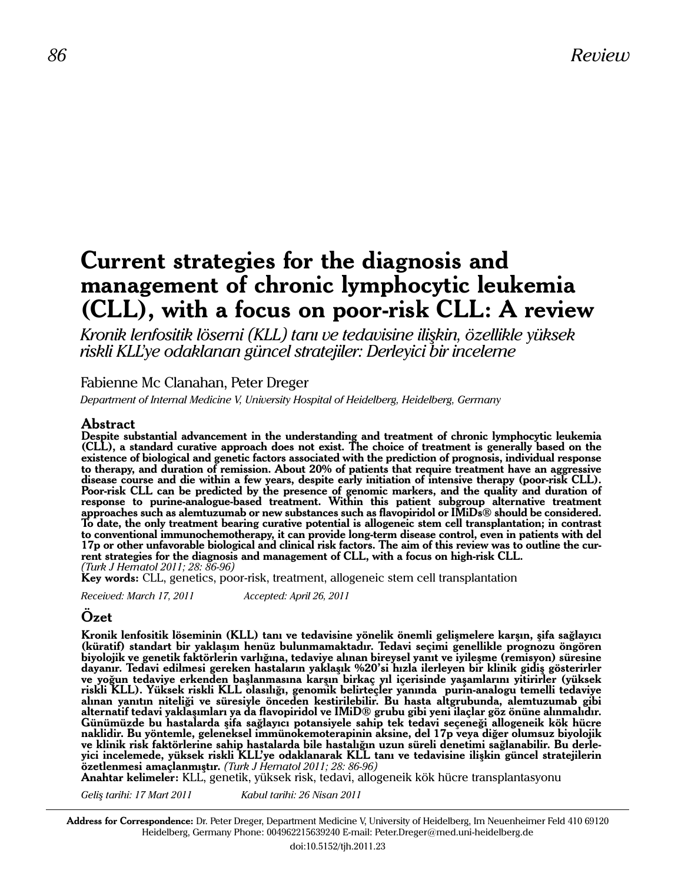# Current strategies for the diagnosis and management of chronic lymphocytic leukemia (CLL), with a focus on poor-risk CLL: A review

*Kronik lenfositik lösemi (KLL) tanı ve tedavisine ilişkin, özellikle yüksek riskli KLL'ye odaklanan güncel stratejiler: Derleyici bir inceleme*

Fabienne Mc Clanahan, Peter Dreger

*Department of Internal Medicine V, University Hospital of Heidelberg, Heidelberg, Germany*

## Abstract

**Despite substantial advancement in the understanding and treatment of chronic lymphocytic leukemia (CLL), a standard curative approach does not exist. The choice of treatment is generally based on the existence of biological and genetic factors associated with the prediction of prognosis, individual response to therapy, and duration of remission. About 20% of patients that require treatment have an aggressive disease course and die within a few years, despite early initiation of intensive therapy (poor-risk CLL). Poor-risk CLL can be predicted by the presence of genomic markers, and the quality and duration of response to purine-analogue-based treatment. Within this patient subgroup alternative treatment approaches such as alemtuzumab or new substances such as flavopiridol or IMiDs® should be considered. To date, the only treatment bearing curative potential is allogeneic stem cell transplantation; in contrast to conventional immunochemotherapy, it can provide long-term disease control, even in patients with del 17p or other unfavorable biological and clinical risk factors. The aim of this review was to outline the current strategies for the diagnosis and management of CLL, with a focus on high-risk CLL.** *(Turk J Hematol 2011; 28: 86-96)*

**Key words:** CLL, genetics, poor-risk, treatment, allogeneic stem cell transplantation

*Received: March 17, 2011* *Accepted: April 26, 2011*

## Özet

**Kronik lenfositik löseminin (KLL) tanı ve tedavisine yönelik önemli gelişmelere karşın, şifa sağlayıcı (küratif) standart bir yaklaşım henüz bulunmamaktadır. Tedavi seçimi genellikle prognozu öngören biyolojik ve genetik faktörlerin varlığına, tedaviye alınan bireysel yanıt ve iyileşme (remisyon) süresine dayanır. Tedavi edilmesi gereken hastaların yaklaşık %20'si hızla ilerleyen bir klinik gidiş gösterirler ve yoğun tedaviye erkenden başlanmasına karşın birkaç yıl içerisinde yaşamlarını yitirirler (yüksek riskli KLL). Yüksek riskli KLL olasılığı, genomik belirteçler yanında purin-analogu temelli tedaviye alınan yanıtın niteliği ve süresiyle önceden kestirilebilir. Bu hasta altgrubunda, alemtuzumab gibi alternatif tedavi yaklaşımları ya da flavopiridol ve IMiD® grubu gibi yeni ilaçlar göz önüne alınmalıdır. Günümüzde bu hastalarda şifa sağlayıcı potansiyele sahip tek tedavi seçeneği allogeneik kök hücre naklidir. Bu yöntemle, geleneksel immünokemoterapinin aksine, del 17p veya diğer olumsuz biyolojik ve klinik risk faktörlerine sahip hastalarda bile hastalığın uzun süreli denetimi sağlanabilir. Bu derleyici incelemede, yüksek riskli KLL'ye odaklanarak KLL tanı ve tedavisine ilişkin güncel stratejilerin özetlenmesi amaçlanmıştır.** *(Turk J Hematol 2011; 28: 86-96)*

**Anahtar kelimeler:** KLL, genetik, yüksek risk, tedavi, allogeneik kök hücre transplantasyonu

*Geliş tarihi: 17 Mart 2011* *Kabul tarihi: 26 Nisan 2011*

---

**Address for Correspondence:** Dr. Peter Dreger, Department Medicine V, University of Heidelberg, Im Neuenheimer Feld 410 69120 Heidelberg, Germany Phone: 004962215639240 E-mail: Peter.Dreger@med.uni-heidelberg.de

doi:10.5152/tjh.2011.23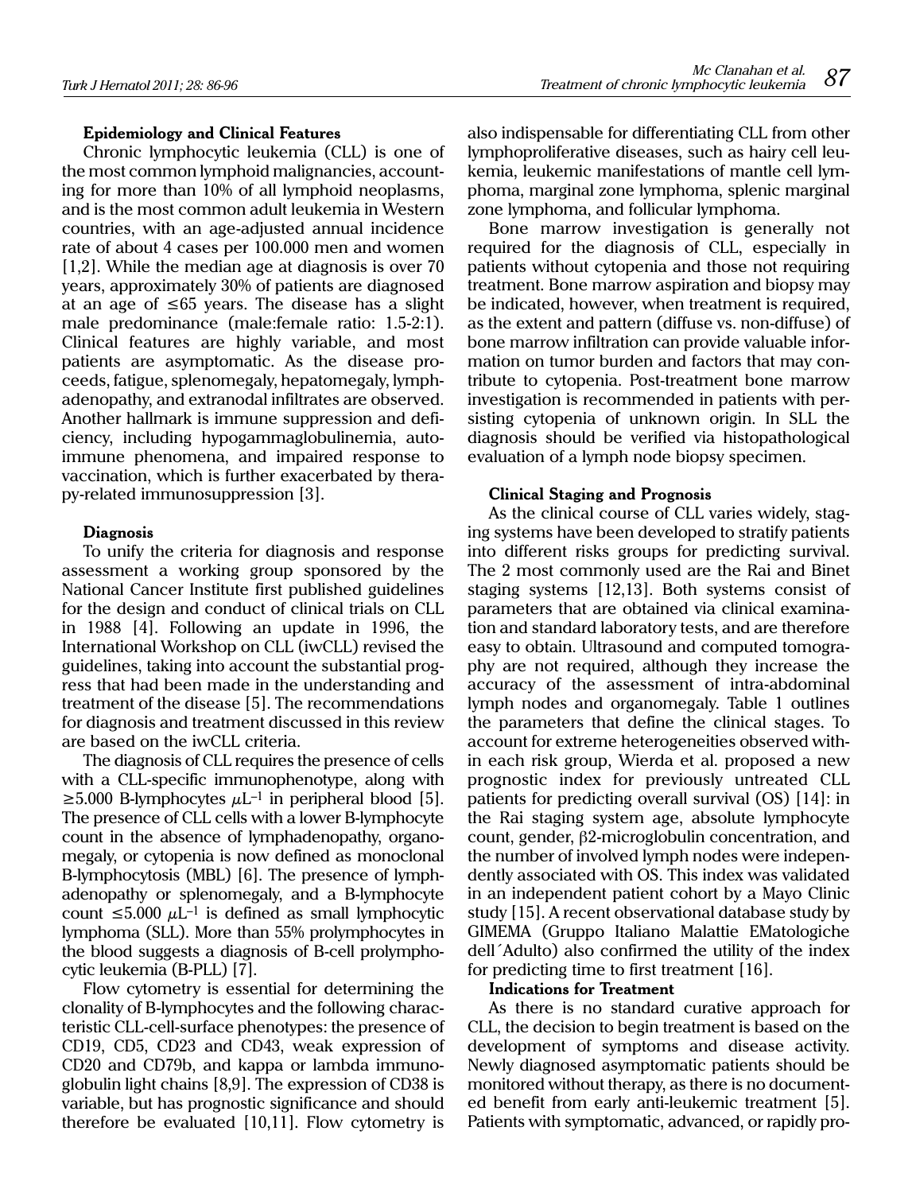### Epidemiology and Clinical Features

Chronic lymphocytic leukemia (CLL) is one of the most common lymphoid malignancies, accounting for more than 10% of all lymphoid neoplasms, and is the most common adult leukemia in Western countries, with an age-adjusted annual incidence rate of about 4 cases per 100.000 men and women [1,2]. While the median age at diagnosis is over 70 years, approximately 30% of patients are diagnosed at an age of ≤65 years. The disease has a slight male predominance (male:female ratio: 1.5-2:1). Clinical features are highly variable, and most patients are asymptomatic. As the disease proceeds, fatigue, splenomegaly, hepatomegaly, lymphadenopathy, and extranodal infiltrates are observed. Another hallmark is immune suppression and deficiency, including hypogammaglobulinemia, autoimmune phenomena, and impaired response to vaccination, which is further exacerbated by therapy-related immunosuppression [3].

### Diagnosis

To unify the criteria for diagnosis and response assessment a working group sponsored by the National Cancer Institute first published guidelines for the design and conduct of clinical trials on CLL in 1988 [4]. Following an update in 1996, the International Workshop on CLL (iwCLL) revised the guidelines, taking into account the substantial progress that had been made in the understanding and treatment of the disease [5]. The recommendations for diagnosis and treatment discussed in this review are based on the iwCLL criteria.

The diagnosis of CLL requires the presence of cells with a CLL-specific immunophenotype, along with ≥5.000 B-lymphocytes $\mu L^{-1}$ in peripheral blood [5]. The presence of CLL cells with a lower B-lymphocyte count in the absence of lymphadenopathy, organomegaly, or cytopenia is now defined as monoclonal B-lymphocytosis (MBL) [6]. The presence of lymphadenopathy or splenomegaly, and a B-lymphocyte count ≤5.000 $\mu L^{-1}$ is defined as small lymphocytic lymphoma (SLL). More than 55% prolymphocytes in the blood suggests a diagnosis of B-cell prolymphocytic leukemia (B-PLL) [7].

Flow cytometry is essential for determining the clonality of B-lymphocytes and the following characteristic CLL-cell-surface phenotypes: the presence of CD19, CD5, CD23 and CD43, weak expression of CD20 and CD79b, and kappa or lambda immunoglobulin light chains [8,9]. The expression of CD38 is variable, but has prognostic significance and should therefore be evaluated [10,11]. Flow cytometry is also indispensable for differentiating CLL from other lymphoproliferative diseases, such as hairy cell leukemia, leukemic manifestations of mantle cell lymphoma, marginal zone lymphoma, splenic marginal zone lymphoma, and follicular lymphoma.

Bone marrow investigation is generally not required for the diagnosis of CLL, especially in patients without cytopenia and those not requiring treatment. Bone marrow aspiration and biopsy may be indicated, however, when treatment is required, as the extent and pattern (diffuse vs. non-diffuse) of bone marrow infiltration can provide valuable information on tumor burden and factors that may contribute to cytopenia. Post-treatment bone marrow investigation is recommended in patients with persisting cytopenia of unknown origin. In SLL the diagnosis should be verified via histopathological evaluation of a lymph node biopsy specimen.

### Clinical Staging and Prognosis

As the clinical course of CLL varies widely, staging systems have been developed to stratify patients into different risks groups for predicting survival. The 2 most commonly used are the Rai and Binet staging systems [12,13]. Both systems consist of parameters that are obtained via clinical examination and standard laboratory tests, and are therefore easy to obtain. Ultrasound and computed tomography are not required, although they increase the accuracy of the assessment of intra-abdominal lymph nodes and organomegaly. Table 1 outlines the parameters that define the clinical stages. To account for extreme heterogeneities observed within each risk group, Wierda et al. proposed a new prognostic index for previously untreated CLL patients for predicting overall survival (OS) [14]: in the Rai staging system age, absolute lymphocyte count, gender, β2-microglobulin concentration, and the number of involved lymph nodes were independently associated with OS. This index was validated in an independent patient cohort by a Mayo Clinic study [15]. A recent observational database study by GIMEMA (Gruppo Italiano Malattie EMatologiche dell´Adulto) also confirmed the utility of the index for predicting time to first treatment [16].

### Indications for Treatment

As there is no standard curative approach for CLL, the decision to begin treatment is based on the development of symptoms and disease activity. Newly diagnosed asymptomatic patients should be monitored without therapy, as there is no documented benefit from early anti-leukemic treatment [5]. Patients with symptomatic, advanced, or rapidly pro-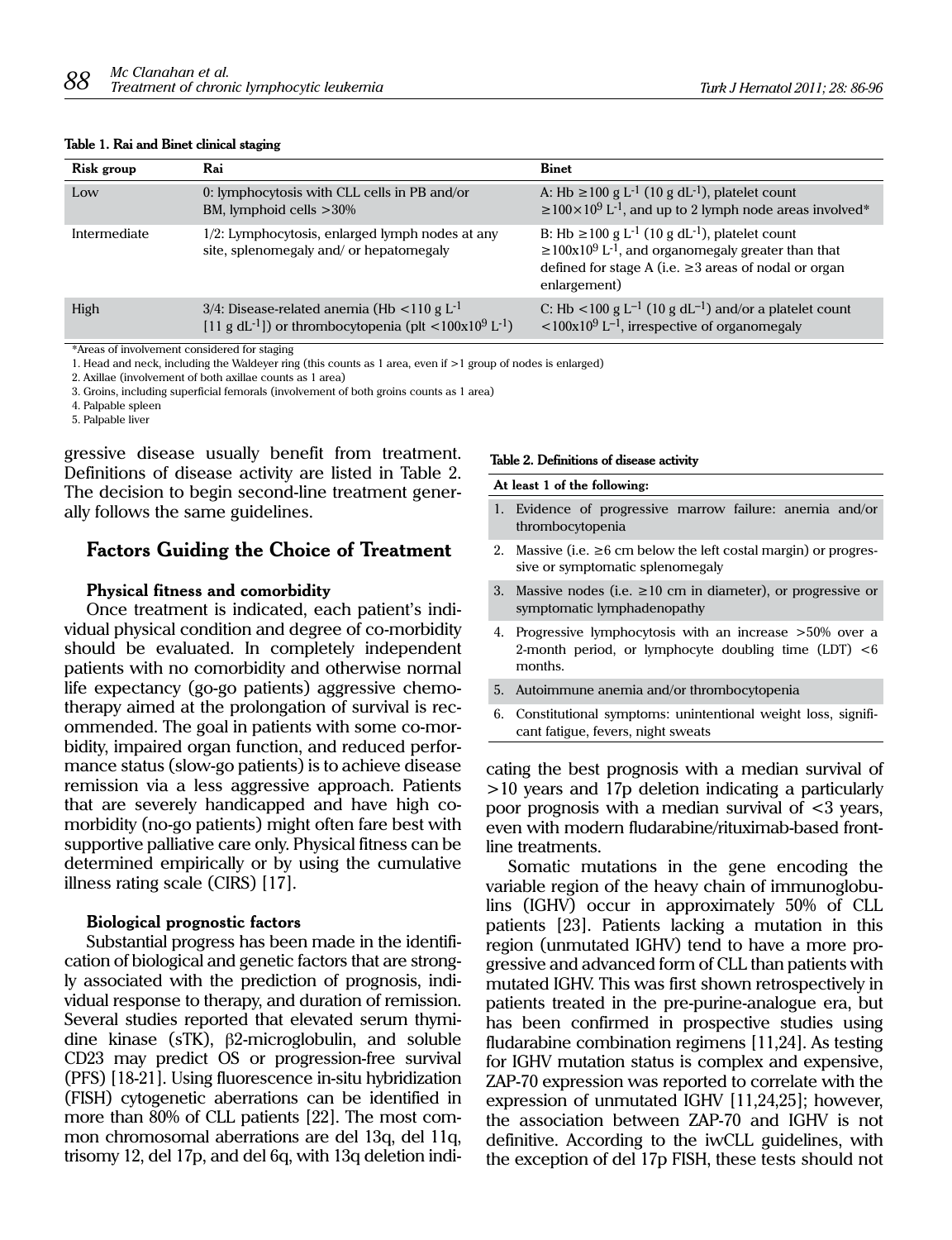**Table 1. Rai and Binet clinical staging**

| Risk group | Rai | Binet |
|---|---|---|
| Low | 0: lymphocytosis with CLL cells in PB and/or BM, lymphoid cells >30% | A: Hb ≥100 g $L^{-1}$ (10 g $dL^{-1}$), platelet count ≥100×$10^9$ $L^{-1}$, and up to 2 lymph node areas involved* |
| Intermediate | 1/2: Lymphocytosis, enlarged lymph nodes at any site, splenomegaly and/ or hepatomegaly | B: Hb ≥100 g $L^{-1}$ (10 g $dL^{-1}$), platelet count ≥100x$10^9$ $L^{-1}$, and organomegaly greater than that defined for stage A (i.e. ≥3 areas of nodal or organ enlargement) |
| High | 3/4: Disease-related anemia (Hb <110 g $L^{-1}$ [11 g $dL^{-1}$]) or thrombocytopenia (plt <100x$10^9$ $L^{-1}$) | C: Hb <100 g $L^{-1}$ (10 g $dL^{-1}$) and/or a platelet count <100x$10^9$ $L^{-1}$, irrespective of organomegaly |

*Areas of involvement considered for staging

1. Head and neck, including the Waldeyer ring (this counts as 1 area, even if >1 group of nodes is enlarged)
2. Axillae (involvement of both axillae counts as 1 area)
3. Groins, including superficial femorals (involvement of both groins counts as 1 area)
4. Palpable spleen
5. Palpable liver

gressive disease usually benefit from treatment. Definitions of disease activity are listed in Table 2. The decision to begin second-line treatment generally follows the same guidelines.

## Factors Guiding the Choice of Treatment

### Physical fitness and comorbidity

Once treatment is indicated, each patient's individual physical condition and degree of co-morbidity should be evaluated. In completely independent patients with no comorbidity and otherwise normal life expectancy (go-go patients) aggressive chemotherapy aimed at the prolongation of survival is recommended. The goal in patients with some co-morbidity, impaired organ function, and reduced performance status (slow-go patients) is to achieve disease remission via a less aggressive approach. Patients that are severely handicapped and have high co-morbidity (no-go patients) might often fare best with supportive palliative care only. Physical fitness can be determined empirically or by using the cumulative illness rating scale (CIRS) [17].

### Biological prognostic factors

Substantial progress has been made in the identification of biological and genetic factors that are strongly associated with the prediction of prognosis, individual response to therapy, and duration of remission. Several studies reported that elevated serum thymidine kinase (sTK), β2-microglobulin, and soluble CD23 may predict OS or progression-free survival (PFS) [18-21]. Using fluorescence in-situ hybridization (FISH) cytogenetic aberrations can be identified in more than 80% of CLL patients [22]. The most common chromosomal aberrations are del 13q, del 11q, trisomy 12, del 17p, and del 6q, with 13q deletion indicating the best prognosis with a median survival of >10 years and 17p deletion indicating a particularly poor prognosis with a median survival of <3 years, even with modern fludarabine/rituximab-based frontline treatments.

**Table 2. Definitions of disease activity**

| At least 1 of the following: |
|---|
| 1. Evidence of progressive marrow failure: anemia and/or thrombocytopenia |
| 2. Massive (i.e. ≥6 cm below the left costal margin) or progressive or symptomatic splenomegaly |
| 3. Massive nodes (i.e. ≥10 cm in diameter), or progressive or symptomatic lymphadenopathy |
| 4. Progressive lymphocytosis with an increase >50% over a 2-month period, or lymphocyte doubling time (LDT) <6 months. |
| 5. Autoimmune anemia and/or thrombocytopenia |
| 6. Constitutional symptoms: unintentional weight loss, significant fatigue, fevers, night sweats |

Somatic mutations in the gene encoding the variable region of the heavy chain of immunoglobulins (IGHV) occur in approximately 50% of CLL patients [23]. Patients lacking a mutation in this region (unmutated IGHV) tend to have a more progressive and advanced form of CLL than patients with mutated IGHV. This was first shown retrospectively in patients treated in the pre-purine-analogue era, but has been confirmed in prospective studies using fludarabine combination regimens [11,24]. As testing for IGHV mutation status is complex and expensive, ZAP-70 expression was reported to correlate with the expression of unmutated IGHV [11,24,25]; however, the association between ZAP-70 and IGHV is not definitive. According to the iwCLL guidelines, with the exception of del 17p FISH, these tests should not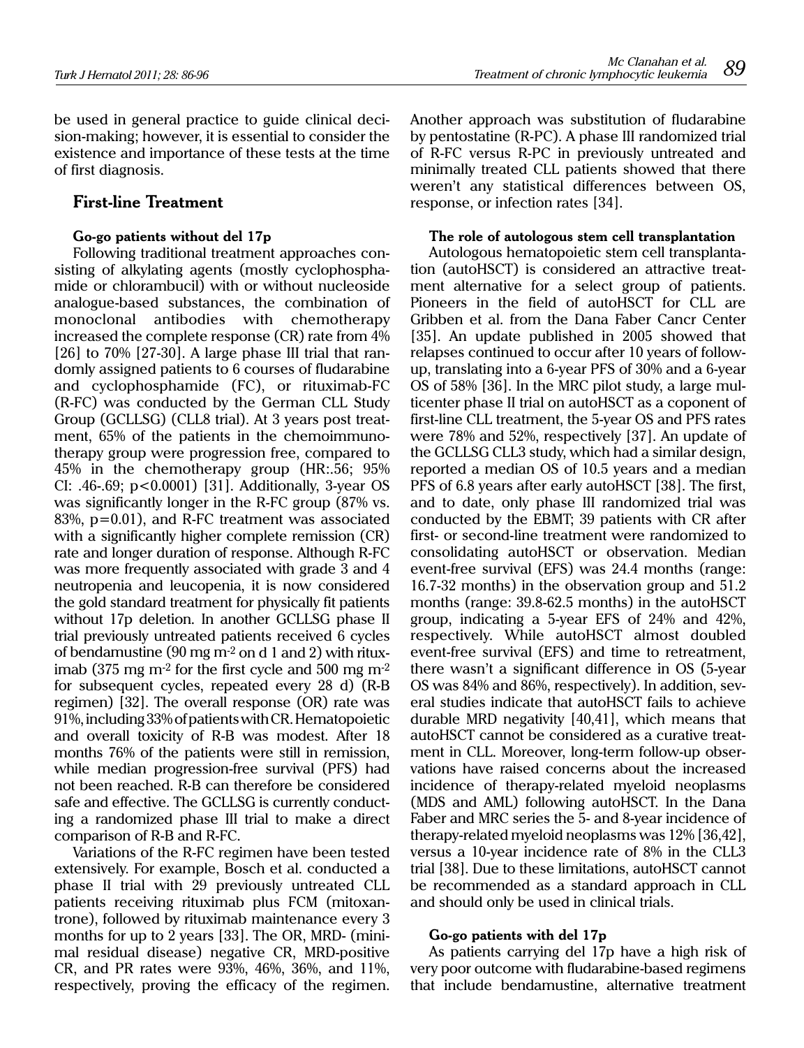be used in general practice to guide clinical decision-making; however, it is essential to consider the existence and importance of these tests at the time of first diagnosis.

## First-line Treatment

### Go-go patients without del 17p

Following traditional treatment approaches consisting of alkylating agents (mostly cyclophosphamide or chlorambucil) with or without nucleoside analogue-based substances, the combination of monoclonal antibodies with chemotherapy increased the complete response (CR) rate from 4% [26] to 70% [27-30]. A large phase III trial that randomly assigned patients to 6 courses of fludarabine and cyclophosphamide (FC), or rituximab-FC (R-FC) was conducted by the German CLL Study Group (GCLLSG) (CLL8 trial). At 3 years post treatment, 65% of the patients in the chemoimmunotherapy group were progression free, compared to 45% in the chemotherapy group (HR:.56; 95% CI: .46-.69; p<0.0001) [31]. Additionally, 3-year OS was significantly longer in the R-FC group (87% vs. 83%, p=0.01), and R-FC treatment was associated with a significantly higher complete remission (CR) rate and longer duration of response. Although R-FC was more frequently associated with grade 3 and 4 neutropenia and leucopenia, it is now considered the gold standard treatment for physically fit patients without 17p deletion. In another GCLLSG phase II trial previously untreated patients received 6 cycles of bendamustine (90 mg $m^{-2}$ on d 1 and 2) with rituximab (375 mg $m^{-2}$ for the first cycle and 500 mg $m^{-2}$ for subsequent cycles, repeated every 28 d) (R-B regimen) [32]. The overall response (OR) rate was 91%, including 33% of patients with CR. Hematopoietic and overall toxicity of R-B was modest. After 18 months 76% of the patients were still in remission, while median progression-free survival (PFS) had not been reached. R-B can therefore be considered safe and effective. The GCLLSG is currently conducting a randomized phase III trial to make a direct comparison of R-B and R-FC.

Variations of the R-FC regimen have been tested extensively. For example, Bosch et al. conducted a phase II trial with 29 previously untreated CLL patients receiving rituximab plus FCM (mitoxantrone), followed by rituximab maintenance every 3 months for up to 2 years [33]. The OR, MRD- (minimal residual disease) negative CR, MRD-positive CR, and PR rates were 93%, 46%, 36%, and 11%, respectively, proving the efficacy of the regimen. Another approach was substitution of fludarabine by pentostatine (R-PC). A phase III randomized trial of R-FC versus R-PC in previously untreated and minimally treated CLL patients showed that there weren't any statistical differences between OS, response, or infection rates [34].

### The role of autologous stem cell transplantation

Autologous hematopoietic stem cell transplantation (autoHSCT) is considered an attractive treatment alternative for a select group of patients. Pioneers in the field of autoHSCT for CLL are Gribben et al. from the Dana Faber Cancr Center [35]. An update published in 2005 showed that relapses continued to occur after 10 years of follow-up, translating into a 6-year PFS of 30% and a 6-year OS of 58% [36]. In the MRC pilot study, a large multicenter phase II trial on autoHSCT as a coponent of first-line CLL treatment, the 5-year OS and PFS rates were 78% and 52%, respectively [37]. An update of the GCLLSG CLL3 study, which had a similar design, reported a median OS of 10.5 years and a median PFS of 6.8 years after early autoHSCT [38]. The first, and to date, only phase III randomized trial was conducted by the EBMT; 39 patients with CR after first- or second-line treatment were randomized to consolidating autoHSCT or observation. Median event-free survival (EFS) was 24.4 months (range: 16.7-32 months) in the observation group and 51.2 months (range: 39.8-62.5 months) in the autoHSCT group, indicating a 5-year EFS of 24% and 42%, respectively. While autoHSCT almost doubled event-free survival (EFS) and time to retreatment, there wasn't a significant difference in OS (5-year OS was 84% and 86%, respectively). In addition, several studies indicate that autoHSCT fails to achieve durable MRD negativity [40,41], which means that autoHSCT cannot be considered as a curative treatment in CLL. Moreover, long-term follow-up observations have raised concerns about the increased incidence of therapy-related myeloid neoplasms (MDS and AML) following autoHSCT. In the Dana Faber and MRC series the 5- and 8-year incidence of therapy-related myeloid neoplasms was 12% [36,42], versus a 10-year incidence rate of 8% in the CLL3 trial [38]. Due to these limitations, autoHSCT cannot be recommended as a standard approach in CLL and should only be used in clinical trials.

### Go-go patients with del 17p

As patients carrying del 17p have a high risk of very poor outcome with fludarabine-based regimens that include bendamustine, alternative treatment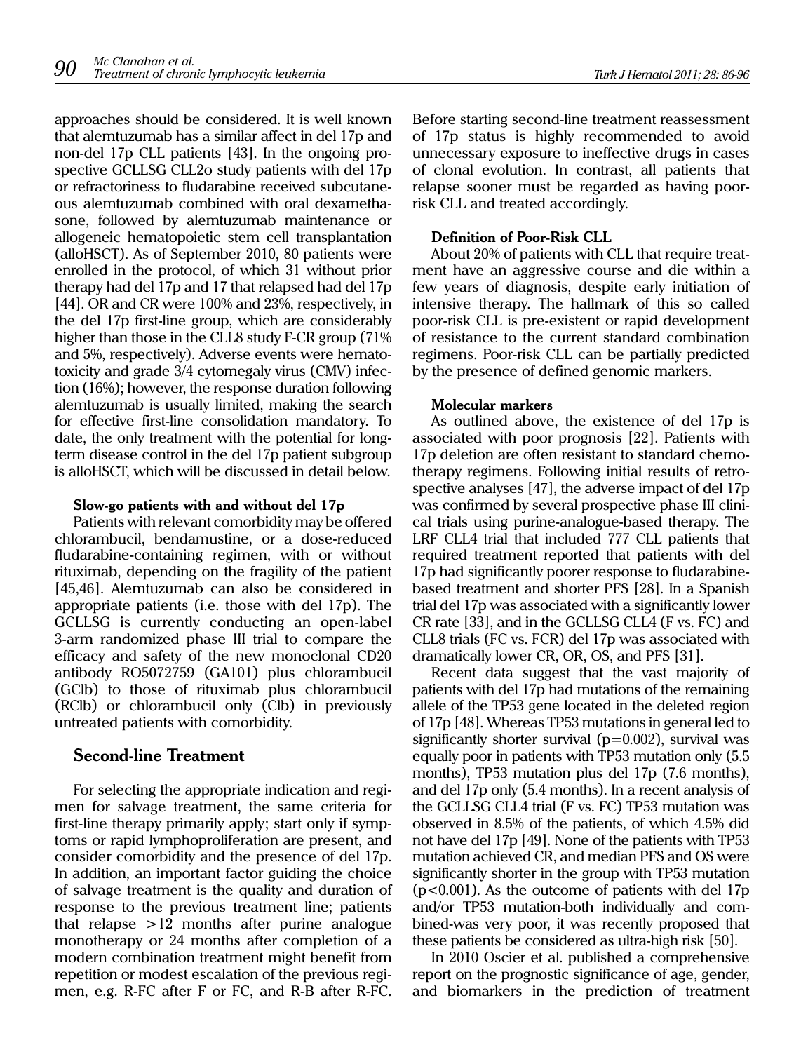approaches should be considered. It is well known that alemtuzumab has a similar affect in del 17p and non-del 17p CLL patients [43]. In the ongoing prospective GCLLSG CLL2o study patients with del 17p or refractoriness to fludarabine received subcutaneous alemtuzumab combined with oral dexamethasone, followed by alemtuzumab maintenance or allogeneic hematopoietic stem cell transplantation (alloHSCT). As of September 2010, 80 patients were enrolled in the protocol, of which 31 without prior therapy had del 17p and 17 that relapsed had del 17p [44]. OR and CR were 100% and 23%, respectively, in the del 17p first-line group, which are considerably higher than those in the CLL8 study F-CR group (71% and 5%, respectively). Adverse events were hematotoxicity and grade 3/4 cytomegaly virus (CMV) infection (16%); however, the response duration following alemtuzumab is usually limited, making the search for effective first-line consolidation mandatory. To date, the only treatment with the potential for long-term disease control in the del 17p patient subgroup is alloHSCT, which will be discussed in detail below.

#### Slow-go patients with and without del 17p

Patients with relevant comorbidity may be offered chlorambucil, bendamustine, or a dose-reduced fludarabine-containing regimen, with or without rituximab, depending on the fragility of the patient [45,46]. Alemtuzumab can also be considered in appropriate patients (i.e. those with del 17p). The GCLLSG is currently conducting an open-label 3-arm randomized phase III trial to compare the efficacy and safety of the new monoclonal CD20 antibody RO5072759 (GA101) plus chlorambucil (GClb) to those of rituximab plus chlorambucil (RClb) or chlorambucil only (Clb) in previously untreated patients with comorbidity.

## Second-line Treatment

For selecting the appropriate indication and regimen for salvage treatment, the same criteria for first-line therapy primarily apply; start only if symptoms or rapid lymphoproliferation are present, and consider comorbidity and the presence of del 17p. In addition, an important factor guiding the choice of salvage treatment is the quality and duration of response to the previous treatment line; patients that relapse >12 months after purine analogue monotherapy or 24 months after completion of a modern combination treatment might benefit from repetition or modest escalation of the previous regimen, e.g. R-FC after F or FC, and R-B after R-FC. Before starting second-line treatment reassessment of 17p status is highly recommended to avoid unnecessary exposure to ineffective drugs in cases of clonal evolution. In contrast, all patients that relapse sooner must be regarded as having poor-risk CLL and treated accordingly.

#### Definition of Poor-Risk CLL

About 20% of patients with CLL that require treatment have an aggressive course and die within a few years of diagnosis, despite early initiation of intensive therapy. The hallmark of this so called poor-risk CLL is pre-existent or rapid development of resistance to the current standard combination regimens. Poor-risk CLL can be partially predicted by the presence of defined genomic markers.

#### Molecular markers

As outlined above, the existence of del 17p is associated with poor prognosis [22]. Patients with 17p deletion are often resistant to standard chemotherapy regimens. Following initial results of retrospective analyses [47], the adverse impact of del 17p was confirmed by several prospective phase III clinical trials using purine-analogue-based therapy. The LRF CLL4 trial that included 777 CLL patients that required treatment reported that patients with del 17p had significantly poorer response to fludarabine-based treatment and shorter PFS [28]. In a Spanish trial del 17p was associated with a significantly lower CR rate [33], and in the GCLLSG CLL4 (F vs. FC) and CLL8 trials (FC vs. FCR) del 17p was associated with dramatically lower CR, OR, OS, and PFS [31].

Recent data suggest that the vast majority of patients with del 17p had mutations of the remaining allele of the TP53 gene located in the deleted region of 17p [48]. Whereas TP53 mutations in general led to significantly shorter survival ($p=0.002$), survival was equally poor in patients with TP53 mutation only (5.5 months), TP53 mutation plus del 17p (7.6 months), and del 17p only (5.4 months). In a recent analysis of the GCLLSG CLL4 trial (F vs. FC) TP53 mutation was observed in 8.5% of the patients, of which 4.5% did not have del 17p [49]. None of the patients with TP53 mutation achieved CR, and median PFS and OS were significantly shorter in the group with TP53 mutation ($p<0.001$). As the outcome of patients with del 17p and/or TP53 mutation-both individually and combined-was very poor, it was recently proposed that these patients be considered as ultra-high risk [50].

In 2010 Oscier et al. published a comprehensive report on the prognostic significance of age, gender, and biomarkers in the prediction of treatment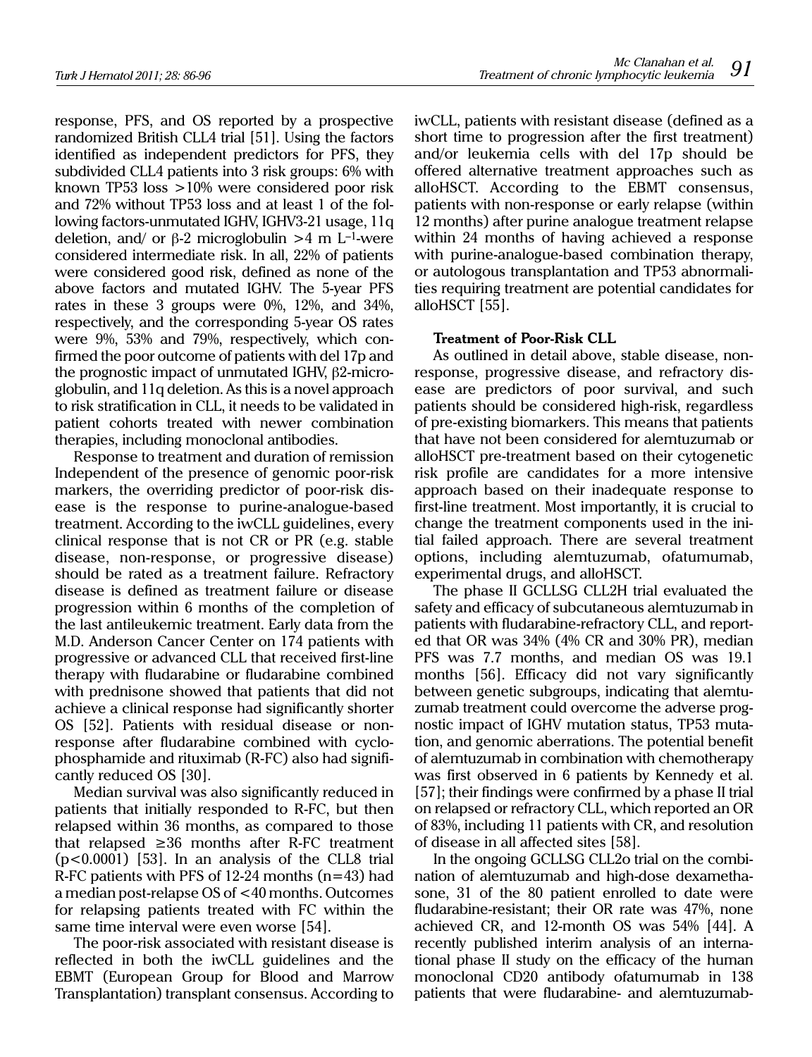response, PFS, and OS reported by a prospective randomized British CLL4 trial [51]. Using the factors identified as independent predictors for PFS, they subdivided CLL4 patients into 3 risk groups: 6% with known TP53 loss >10% were considered poor risk and 72% without TP53 loss and at least 1 of the following factors-unmutated IGHV, IGHV3-21 usage, 11q deletion, and/ or β-2 microglobulin >4 m $L^{-1}$-were considered intermediate risk. In all, 22% of patients were considered good risk, defined as none of the above factors and mutated IGHV. The 5-year PFS rates in these 3 groups were 0%, 12%, and 34%, respectively, and the corresponding 5-year OS rates were 9%, 53% and 79%, respectively, which confirmed the poor outcome of patients with del 17p and the prognostic impact of unmutated IGHV, β2-microglobulin, and 11q deletion. As this is a novel approach to risk stratification in CLL, it needs to be validated in patient cohorts treated with newer combination therapies, including monoclonal antibodies.

Response to treatment and duration of remission Independent of the presence of genomic poor-risk markers, the overriding predictor of poor-risk disease is the response to purine-analogue-based treatment. According to the iwCLL guidelines, every clinical response that is not CR or PR (e.g. stable disease, non-response, or progressive disease) should be rated as a treatment failure. Refractory disease is defined as treatment failure or disease progression within 6 months of the completion of the last antileukemic treatment. Early data from the M.D. Anderson Cancer Center on 174 patients with progressive or advanced CLL that received first-line therapy with fludarabine or fludarabine combined with prednisone showed that patients that did not achieve a clinical response had significantly shorter OS [52]. Patients with residual disease or non-response after fludarabine combined with cyclophosphamide and rituximab (R-FC) also had significantly reduced OS [30].

Median survival was also significantly reduced in patients that initially responded to R-FC, but then relapsed within 36 months, as compared to those that relapsed ≥36 months after R-FC treatment ($p<0.0001$) [53]. In an analysis of the CLL8 trial R-FC patients with PFS of 12-24 months (n=43) had a median post-relapse OS of <40 months. Outcomes for relapsing patients treated with FC within the same time interval were even worse [54].

The poor-risk associated with resistant disease is reflected in both the iwCLL guidelines and the EBMT (European Group for Blood and Marrow Transplantation) transplant consensus. According to iwCLL, patients with resistant disease (defined as a short time to progression after the first treatment) and/or leukemia cells with del 17p should be offered alternative treatment approaches such as alloHSCT. According to the EBMT consensus, patients with non-response or early relapse (within 12 months) after purine analogue treatment relapse within 24 months of having achieved a response with purine-analogue-based combination therapy, or autologous transplantation and TP53 abnormalities requiring treatment are potential candidates for alloHSCT [55].

### Treatment of Poor-Risk CLL

As outlined in detail above, stable disease, non-response, progressive disease, and refractory disease are predictors of poor survival, and such patients should be considered high-risk, regardless of pre-existing biomarkers. This means that patients that have not been considered for alemtuzumab or alloHSCT pre-treatment based on their cytogenetic risk profile are candidates for a more intensive approach based on their inadequate response to first-line treatment. Most importantly, it is crucial to change the treatment components used in the initial failed approach. There are several treatment options, including alemtuzumab, ofatumumab, experimental drugs, and alloHSCT.

The phase II GCLLSG CLL2H trial evaluated the safety and efficacy of subcutaneous alemtuzumab in patients with fludarabine-refractory CLL, and reported that OR was 34% (4% CR and 30% PR), median PFS was 7.7 months, and median OS was 19.1 months [56]. Efficacy did not vary significantly between genetic subgroups, indicating that alemtuzumab treatment could overcome the adverse prognostic impact of IGHV mutation status, TP53 mutation, and genomic aberrations. The potential benefit of alemtuzumab in combination with chemotherapy was first observed in 6 patients by Kennedy et al. [57]; their findings were confirmed by a phase II trial on relapsed or refractory CLL, which reported an OR of 83%, including 11 patients with CR, and resolution of disease in all affected sites [58].

In the ongoing GCLLSG CLL2o trial on the combination of alemtuzumab and high-dose dexamethasone, 31 of the 80 patient enrolled to date were fludarabine-resistant; their OR rate was 47%, none achieved CR, and 12-month OS was 54% [44]. A recently published interim analysis of an international phase II study on the efficacy of the human monoclonal CD20 antibody ofatumumab in 138 patients that were fludarabine- and alemtuzumab-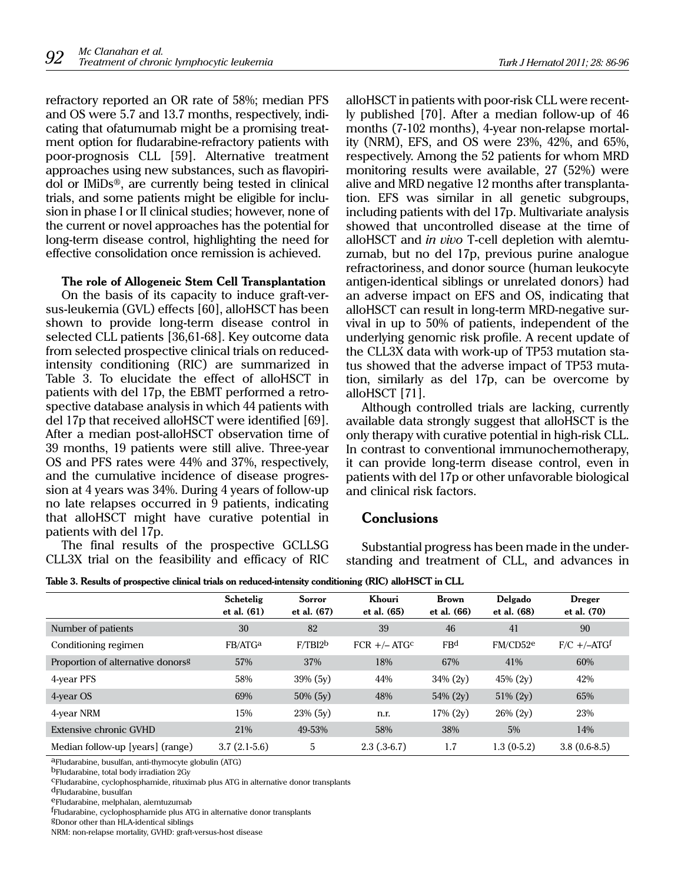refractory reported an OR rate of 58%; median PFS and OS were 5.7 and 13.7 months, respectively, indicating that ofatumumab might be a promising treatment option for fludarabine-refractory patients with poor-prognosis CLL [59]. Alternative treatment approaches using new substances, such as flavopiridol or IMiDs®, are currently being tested in clinical trials, and some patients might be eligible for inclusion in phase I or II clinical studies; however, none of the current or novel approaches has the potential for long-term disease control, highlighting the need for effective consolidation once remission is achieved.

**The role of Allogeneic Stem Cell Transplantation**

On the basis of its capacity to induce graft-versus-leukemia (GVL) effects [60], alloHSCT has been shown to provide long-term disease control in selected CLL patients [36,61-68]. Key outcome data from selected prospective clinical trials on reduced-intensity conditioning (RIC) are summarized in Table 3. To elucidate the effect of alloHSCT in patients with del 17p, the EBMT performed a retrospective database analysis in which 44 patients with del 17p that received alloHSCT were identified [69]. After a median post-alloHSCT observation time of 39 months, 19 patients were still alive. Three-year OS and PFS rates were 44% and 37%, respectively, and the cumulative incidence of disease progression at 4 years was 34%. During 4 years of follow-up no late relapses occurred in 9 patients, indicating that alloHSCT might have curative potential in patients with del 17p.

The final results of the prospective GCLLSG CLL3X trial on the feasibility and efficacy of RIC alloHSCT in patients with poor-risk CLL were recently published [70]. After a median follow-up of 46 months (7-102 months), 4-year non-relapse mortality (NRM), EFS, and OS were 23%, 42%, and 65%, respectively. Among the 52 patients for whom MRD monitoring results were available, 27 (52%) were alive and MRD negative 12 months after transplantation. EFS was similar in all genetic subgroups, including patients with del 17p. Multivariate analysis showed that uncontrolled disease at the time of alloHSCT and *in vivo* T-cell depletion with alemtuzumab, but no del 17p, previous purine analogue refractoriness, and donor source (human leukocyte antigen-identical siblings or unrelated donors) had an adverse impact on EFS and OS, indicating that alloHSCT can result in long-term MRD-negative survival in up to 50% of patients, independent of the underlying genomic risk profile. A recent update of the CLL3X data with work-up of TP53 mutation status showed that the adverse impact of TP53 mutation, similarly as del 17p, can be overcome by alloHSCT [71].

Although controlled trials are lacking, currently available data strongly suggest that alloHSCT is the only therapy with curative potential in high-risk CLL. In contrast to conventional immunochemotherapy, it can provide long-term disease control, even in patients with del 17p or other unfavorable biological and clinical risk factors.

## Conclusions

Substantial progress has been made in the understanding and treatment of CLL, and advances in

**Table 3. Results of prospective clinical trials on reduced-intensity conditioning (RIC) alloHSCT in CLL**

| | Schetelig et al. (61) | Sorror et al. (67) | Khouri et al. (65) | Brown et al. (66) | Delgado et al. (68) | Dreger et al. (70) |
|---|---|---|---|---|---|---|
| Number of patients | 30 | 82 | 39 | 46 | 41 | 90 |
| Conditioning regimen | FB/ATG[a] | F/TBI2[b] | FCR +/– ATG[c] | FB[d] | FM/CD52[e] | F/C +/–ATG[f] |
| Proportion of alternative donors[g] | 57% | 37% | 18% | 67% | 41% | 60% |
| 4-year PFS | 58% | 39% (5y) | 44% | 34% (2y) | 45% (2y) | 42% |
| 4-year OS | 69% | 50% (5y) | 48% | 54% (2y) | 51% (2y) | 65% |
| 4-year NRM | 15% | 23% (5y) | n.r. | 17% (2y) | 26% (2y) | 23% |
| Extensive chronic GVHD | 21% | 49-53% | 58% | 38% | 5% | 14% |
| Median follow-up [years] (range) | 3.7 (2.1-5.6) | 5 | 2.3 (.3-6.7) | 1.7 | 1.3 (0-5.2) | 3.8 (0.6-8.5) |

[a]Fludarabine, busulfan, anti-thymocyte globulin (ATG)
[b]Fludarabine, total body irradiation 2Gy
[c]Fludarabine, cyclophosphamide, rituximab plus ATG in alternative donor transplants
[d]Fludarabine, busulfan
[e]Fludarabine, melphalan, alemtuzumab
[f]Fludarabine, cyclophosphamide plus ATG in alternative donor transplants
[g]Donor other than HLA-identical siblings
NRM: non-relapse mortality, GVHD: graft-versus-host disease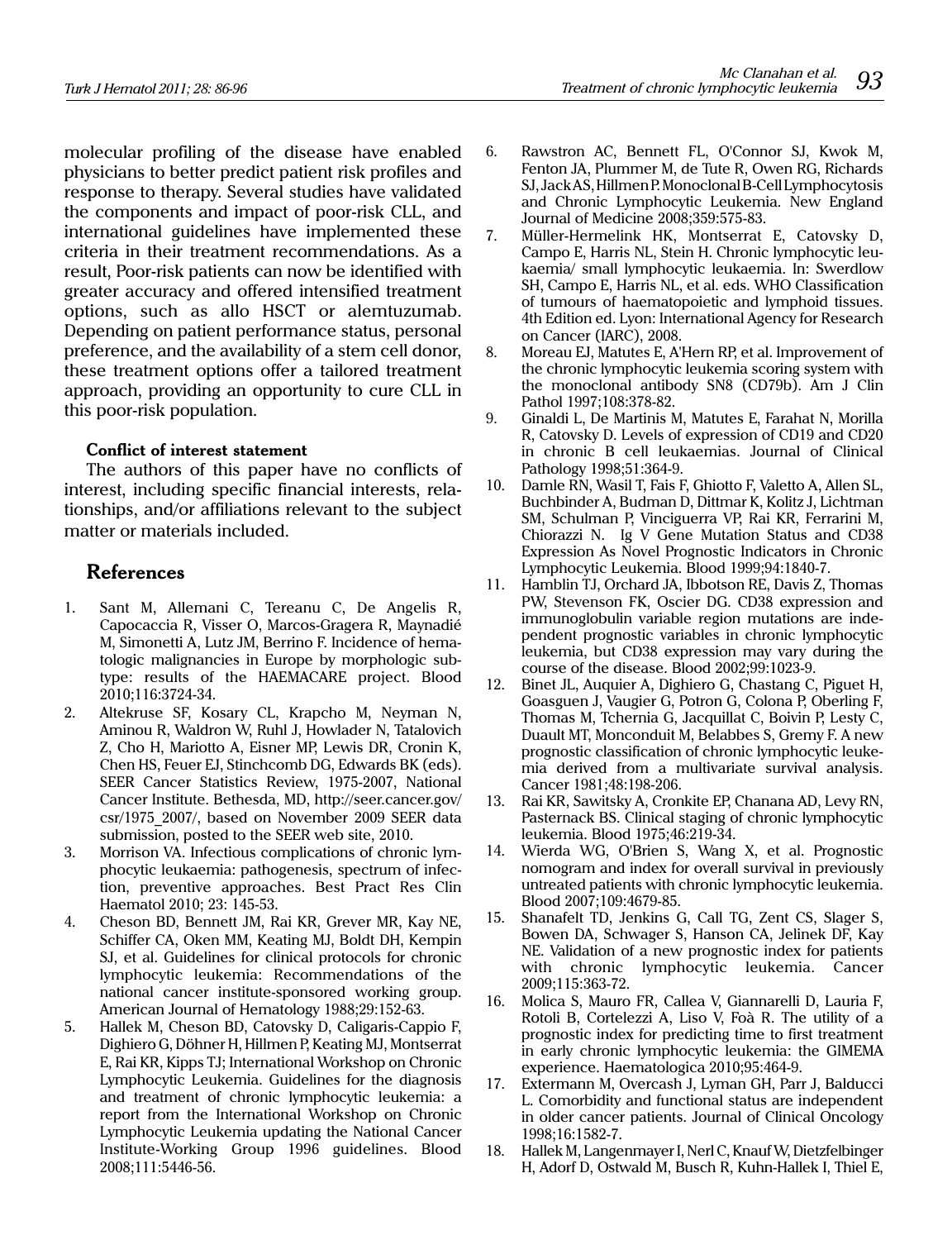molecular profiling of the disease have enabled physicians to better predict patient risk profiles and response to therapy. Several studies have validated the components and impact of poor-risk CLL, and international guidelines have implemented these criteria in their treatment recommendations. As a result, Poor-risk patients can now be identified with greater accuracy and offered intensified treatment options, such as allo HSCT or alemtuzumab. Depending on patient performance status, personal preference, and the availability of a stem cell donor, these treatment options offer a tailored treatment approach, providing an opportunity to cure CLL in this poor-risk population.

**Conflict of interest statement**

The authors of this paper have no conflicts of interest, including specific financial interests, relationships, and/or affiliations relevant to the subject matter or materials included.

## References

1. Sant M, Allemani C, Tereanu C, De Angelis R, Capocaccia R, Visser O, Marcos-Gragera R, Maynadié M, Simonetti A, Lutz JM, Berrino F. Incidence of hematologic malignancies in Europe by morphologic subtype: results of the HAEMACARE project. Blood 2010;116:3724-34.
2. Altekruse SF, Kosary CL, Krapcho M, Neyman N, Aminou R, Waldron W, Ruhl J, Howlader N, Tatalovich Z, Cho H, Mariotto A, Eisner MP, Lewis DR, Cronin K, Chen HS, Feuer EJ, Stinchcomb DG, Edwards BK (eds). SEER Cancer Statistics Review, 1975-2007, National Cancer Institute. Bethesda, MD, http://seer.cancer.gov/csr/1975_2007/, based on November 2009 SEER data submission, posted to the SEER web site, 2010.
3. Morrison VA. Infectious complications of chronic lymphocytic leukaemia: pathogenesis, spectrum of infection, preventive approaches. Best Pract Res Clin Haematol 2010; 23: 145-53.
4. Cheson BD, Bennett JM, Rai KR, Grever MR, Kay NE, Schiffer CA, Oken MM, Keating MJ, Boldt DH, Kempin SJ, et al. Guidelines for clinical protocols for chronic lymphocytic leukemia: Recommendations of the national cancer institute-sponsored working group. American Journal of Hematology 1988;29:152-63.
5. Hallek M, Cheson BD, Catovsky D, Caligaris-Cappio F, Dighiero G, Döhner H, Hillmen P, Keating MJ, Montserrat E, Rai KR, Kipps TJ; International Workshop on Chronic Lymphocytic Leukemia. Guidelines for the diagnosis and treatment of chronic lymphocytic leukemia: a report from the International Workshop on Chronic Lymphocytic Leukemia updating the National Cancer Institute-Working Group 1996 guidelines. Blood 2008;111:5446-56.
6. Rawstron AC, Bennett FL, O'Connor SJ, Kwok M, Fenton JA, Plummer M, de Tute R, Owen RG, Richards SJ, Jack AS, Hillmen P. Monoclonal B-Cell Lymphocytosis and Chronic Lymphocytic Leukemia. New England Journal of Medicine 2008;359:575-83.
7. Müller-Hermelink HK, Montserrat E, Catovsky D, Campo E, Harris NL, Stein H. Chronic lymphocytic leukaemia/ small lymphocytic leukaemia. In: Swerdlow SH, Campo E, Harris NL, et al. eds. WHO Classification of tumours of haematopoietic and lymphoid tissues. 4th Edition ed. Lyon: International Agency for Research on Cancer (IARC), 2008.
8. Moreau EJ, Matutes E, A'Hern RP, et al. Improvement of the chronic lymphocytic leukemia scoring system with the monoclonal antibody SN8 (CD79b). Am J Clin Pathol 1997;108:378-82.
9. Ginaldi L, De Martinis M, Matutes E, Farahat N, Morilla R, Catovsky D. Levels of expression of CD19 and CD20 in chronic B cell leukaemias. Journal of Clinical Pathology 1998;51:364-9.
10. Damle RN, Wasil T, Fais F, Ghiotto F, Valetto A, Allen SL, Buchbinder A, Budman D, Dittmar K, Kolitz J, Lichtman SM, Schulman P, Vinciguerra VP, Rai KR, Ferrarini M, Chiorazzi N. Ig V Gene Mutation Status and CD38 Expression As Novel Prognostic Indicators in Chronic Lymphocytic Leukemia. Blood 1999;94:1840-7.
11. Hamblin TJ, Orchard JA, Ibbotson RE, Davis Z, Thomas PW, Stevenson FK, Oscier DG. CD38 expression and immunoglobulin variable region mutations are independent prognostic variables in chronic lymphocytic leukemia, but CD38 expression may vary during the course of the disease. Blood 2002;99:1023-9.
12. Binet JL, Auquier A, Dighiero G, Chastang C, Piguet H, Goasguen J, Vaugier G, Potron G, Colona P, Oberling F, Thomas M, Tchernia G, Jacquillat C, Boivin P, Lesty C, Duault MT, Monconduit M, Belabbes S, Gremy F. A new prognostic classification of chronic lymphocytic leukemia derived from a multivariate survival analysis. Cancer 1981;48:198-206.
13. Rai KR, Sawitsky A, Cronkite EP, Chanana AD, Levy RN, Pasternack BS. Clinical staging of chronic lymphocytic leukemia. Blood 1975;46:219-34.
14. Wierda WG, O'Brien S, Wang X, et al. Prognostic nomogram and index for overall survival in previously untreated patients with chronic lymphocytic leukemia. Blood 2007;109:4679-85.
15. Shanafelt TD, Jenkins G, Call TG, Zent CS, Slager S, Bowen DA, Schwager S, Hanson CA, Jelinek DF, Kay NE. Validation of a new prognostic index for patients with chronic lymphocytic leukemia. Cancer 2009;115:363-72.
16. Molica S, Mauro FR, Callea V, Giannarelli D, Lauria F, Rotoli B, Cortelezzi A, Liso V, Foà R. The utility of a prognostic index for predicting time to first treatment in early chronic lymphocytic leukemia: the GIMEMA experience. Haematologica 2010;95:464-9.
17. Extermann M, Overcash J, Lyman GH, Parr J, Balducci L. Comorbidity and functional status are independent in older cancer patients. Journal of Clinical Oncology 1998;16:1582-7.
18. Hallek M, Langenmayer I, Nerl C, Knauf W, Dietzfelbinger H, Adorf D, Ostwald M, Busch R, Kuhn-Hallek I, Thiel E,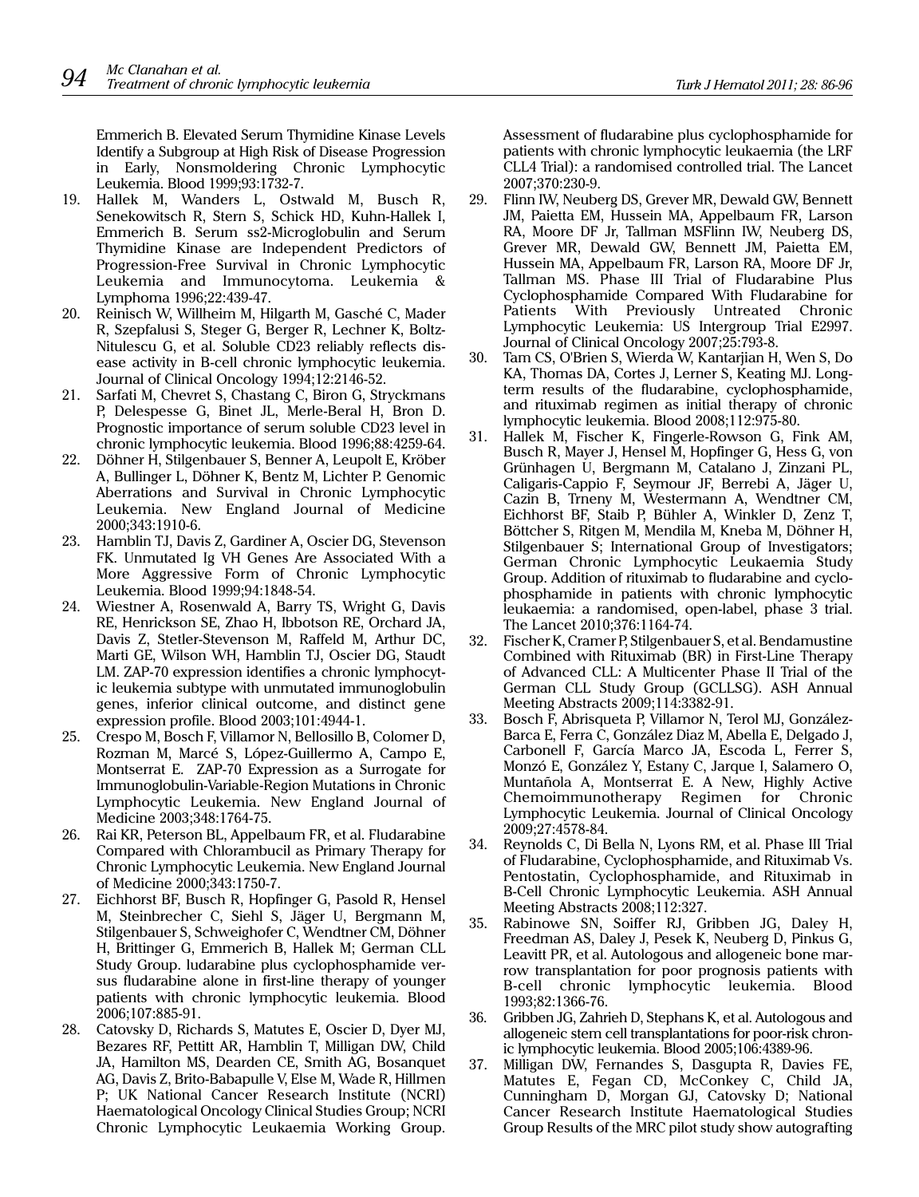Emmerich B. Elevated Serum Thymidine Kinase Levels Identify a Subgroup at High Risk of Disease Progression in Early, Nonsmoldering Chronic Lymphocytic Leukemia. Blood 1999;93:1732-7.

19. Hallek M, Wanders L, Ostwald M, Busch R, Senekowitsch R, Stern S, Schick HD, Kuhn-Hallek I, Emmerich B. Serum ss2-Microglobulin and Serum Thymidine Kinase are Independent Predictors of Progression-Free Survival in Chronic Lymphocytic Leukemia and Immunocytoma. Leukemia & Lymphoma 1996;22:439-47.
20. Reinisch W, Willheim M, Hilgarth M, Gasché C, Mader R, Szepfalusi S, Steger G, Berger R, Lechner K, Boltz-Nitulescu G, et al. Soluble CD23 reliably reflects disease activity in B-cell chronic lymphocytic leukemia. Journal of Clinical Oncology 1994;12:2146-52.
21. Sarfati M, Chevret S, Chastang C, Biron G, Stryckmans P, Delespesse G, Binet JL, Merle-Beral H, Bron D. Prognostic importance of serum soluble CD23 level in chronic lymphocytic leukemia. Blood 1996;88:4259-64.
22. Döhner H, Stilgenbauer S, Benner A, Leupolt E, Kröber A, Bullinger L, Döhner K, Bentz M, Lichter P. Genomic Aberrations and Survival in Chronic Lymphocytic Leukemia. New England Journal of Medicine 2000;343:1910-6.
23. Hamblin TJ, Davis Z, Gardiner A, Oscier DG, Stevenson FK. Unmutated Ig VH Genes Are Associated With a More Aggressive Form of Chronic Lymphocytic Leukemia. Blood 1999;94:1848-54.
24. Wiestner A, Rosenwald A, Barry TS, Wright G, Davis RE, Henrickson SE, Zhao H, Ibbotson RE, Orchard JA, Davis Z, Stetler-Stevenson M, Raffeld M, Arthur DC, Marti GE, Wilson WH, Hamblin TJ, Oscier DG, Staudt LM. ZAP-70 expression identifies a chronic lymphocytic leukemia subtype with unmutated immunoglobulin genes, inferior clinical outcome, and distinct gene expression profile. Blood 2003;101:4944-1.
25. Crespo M, Bosch F, Villamor N, Bellosillo B, Colomer D, Rozman M, Marcé S, López-Guillermo A, Campo E, Montserrat E. ZAP-70 Expression as a Surrogate for Immunoglobulin-Variable-Region Mutations in Chronic Lymphocytic Leukemia. New England Journal of Medicine 2003;348:1764-75.
26. Rai KR, Peterson BL, Appelbaum FR, et al. Fludarabine Compared with Chlorambucil as Primary Therapy for Chronic Lymphocytic Leukemia. New England Journal of Medicine 2000;343:1750-7.
27. Eichhorst BF, Busch R, Hopfinger G, Pasold R, Hensel M, Steinbrecher C, Siehl S, Jäger U, Bergmann M, Stilgenbauer S, Schweighofer C, Wendtner CM, Döhner H, Brittinger G, Emmerich B, Hallek M; German CLL Study Group. ludarabine plus cyclophosphamide versus fludarabine alone in first-line therapy of younger patients with chronic lymphocytic leukemia. Blood 2006;107:885-91.
28. Catovsky D, Richards S, Matutes E, Oscier D, Dyer MJ, Bezares RF, Pettitt AR, Hamblin T, Milligan DW, Child JA, Hamilton MS, Dearden CE, Smith AG, Bosanquet AG, Davis Z, Brito-Babapulle V, Else M, Wade R, Hillmen P; UK National Cancer Research Institute (NCRI) Haematological Oncology Clinical Studies Group; NCRI Chronic Lymphocytic Leukaemia Working Group. Assessment of fludarabine plus cyclophosphamide for patients with chronic lymphocytic leukaemia (the LRF CLL4 Trial): a randomised controlled trial. The Lancet 2007;370:230-9.
29. Flinn IW, Neuberg DS, Grever MR, Dewald GW, Bennett JM, Paietta EM, Hussein MA, Appelbaum FR, Larson RA, Moore DF Jr, Tallman MSFlinn IW, Neuberg DS, Grever MR, Dewald GW, Bennett JM, Paietta EM, Hussein MA, Appelbaum FR, Larson RA, Moore DF Jr, Tallman MS. Phase III Trial of Fludarabine Plus Cyclophosphamide Compared With Fludarabine for Patients With Previously Untreated Chronic Lymphocytic Leukemia: US Intergroup Trial E2997. Journal of Clinical Oncology 2007;25:793-8.
30. Tam CS, O'Brien S, Wierda W, Kantarjian H, Wen S, Do KA, Thomas DA, Cortes J, Lerner S, Keating MJ. Long-term results of the fludarabine, cyclophosphamide, and rituximab regimen as initial therapy of chronic lymphocytic leukemia. Blood 2008;112:975-80.
31. Hallek M, Fischer K, Fingerle-Rowson G, Fink AM, Busch R, Mayer J, Hensel M, Hopfinger G, Hess G, von Grünhagen U, Bergmann M, Catalano J, Zinzani PL, Caligaris-Cappio F, Seymour JF, Berrebi A, Jäger U, Cazin B, Trneny M, Westermann A, Wendtner CM, Eichhorst BF, Staib P, Bühler A, Winkler D, Zenz T, Böttcher S, Ritgen M, Mendila M, Kneba M, Döhner H, Stilgenbauer S; International Group of Investigators; German Chronic Lymphocytic Leukaemia Study Group. Addition of rituximab to fludarabine and cyclophosphamide in patients with chronic lymphocytic leukaemia: a randomised, open-label, phase 3 trial. The Lancet 2010;376:1164-74.
32. Fischer K, Cramer P, Stilgenbauer S, et al. Bendamustine Combined with Rituximab (BR) in First-Line Therapy of Advanced CLL: A Multicenter Phase II Trial of the German CLL Study Group (GCLLSG). ASH Annual Meeting Abstracts 2009;114:3382-91.
33. Bosch F, Abrisqueta P, Villamor N, Terol MJ, González-Barca E, Ferra C, González Diaz M, Abella E, Delgado J, Carbonell F, García Marco JA, Escoda L, Ferrer S, Monzó E, González Y, Estany C, Jarque I, Salamero O, Muntañola A, Montserrat E. A New, Highly Active Chemoimmunotherapy Regimen for Chronic Lymphocytic Leukemia. Journal of Clinical Oncology 2009;27:4578-84.
34. Reynolds C, Di Bella N, Lyons RM, et al. Phase III Trial of Fludarabine, Cyclophosphamide, and Rituximab Vs. Pentostatin, Cyclophosphamide, and Rituximab in B-Cell Chronic Lymphocytic Leukemia. ASH Annual Meeting Abstracts 2008;112:327.
35. Rabinowe SN, Soiffer RJ, Gribben JG, Daley H, Freedman AS, Daley J, Pesek K, Neuberg D, Pinkus G, Leavitt PR, et al. Autologous and allogeneic bone marrow transplantation for poor prognosis patients with B-cell chronic lymphocytic leukemia. Blood 1993;82:1366-76.
36. Gribben JG, Zahrieh D, Stephans K, et al. Autologous and allogeneic stem cell transplantations for poor-risk chronic lymphocytic leukemia. Blood 2005;106:4389-96.
37. Milligan DW, Fernandes S, Dasgupta R, Davies FE, Matutes E, Fegan CD, McConkey C, Child JA, Cunningham D, Morgan GJ, Catovsky D; National Cancer Research Institute Haematological Studies Group Results of the MRC pilot study show autografting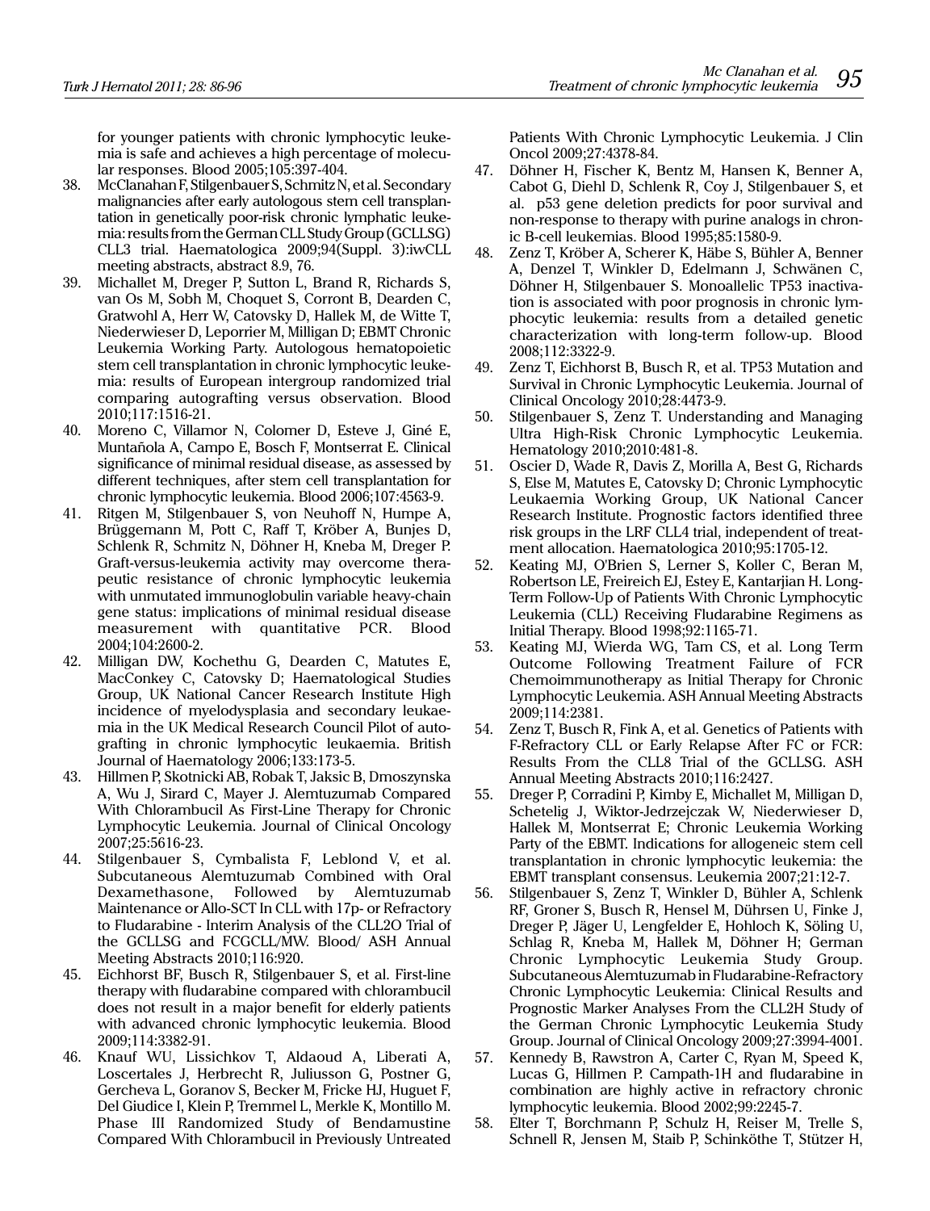for younger patients with chronic lymphocytic leukemia is safe and achieves a high percentage of molecular responses. Blood 2005;105:397-404.

38. McClanahan F, Stilgenbauer S, Schmitz N, et al. Secondary malignancies after early autologous stem cell transplantation in genetically poor-risk chronic lymphatic leukemia: results from the German CLL Study Group (GCLLSG) CLL3 trial. Haematologica 2009;94(Suppl. 3):iwCLL meeting abstracts, abstract 8.9, 76.
39. Michallet M, Dreger P, Sutton L, Brand R, Richards S, van Os M, Sobh M, Choquet S, Corront B, Dearden C, Gratwohl A, Herr W, Catovsky D, Hallek M, de Witte T, Niederwieser D, Leporrier M, Milligan D; EBMT Chronic Leukemia Working Party. Autologous hematopoietic stem cell transplantation in chronic lymphocytic leukemia: results of European intergroup randomized trial comparing autografting versus observation. Blood 2010;117:1516-21.
40. Moreno C, Villamor N, Colomer D, Esteve J, Giné E, Muntañola A, Campo E, Bosch F, Montserrat E. Clinical significance of minimal residual disease, as assessed by different techniques, after stem cell transplantation for chronic lymphocytic leukemia. Blood 2006;107:4563-9.
41. Ritgen M, Stilgenbauer S, von Neuhoff N, Humpe A, Brüggemann M, Pott C, Raff T, Kröber A, Bunjes D, Schlenk R, Schmitz N, Döhner H, Kneba M, Dreger P. Graft-versus-leukemia activity may overcome therapeutic resistance of chronic lymphocytic leukemia with unmutated immunoglobulin variable heavy-chain gene status: implications of minimal residual disease measurement with quantitative PCR. Blood 2004;104:2600-2.
42. Milligan DW, Kochethu G, Dearden C, Matutes E, MacConkey C, Catovsky D; Haematological Studies Group, UK National Cancer Research Institute High incidence of myelodysplasia and secondary leukaemia in the UK Medical Research Council Pilot of autografting in chronic lymphocytic leukaemia. British Journal of Haematology 2006;133:173-5.
43. Hillmen P, Skotnicki AB, Robak T, Jaksic B, Dmoszynska A, Wu J, Sirard C, Mayer J. Alemtuzumab Compared With Chlorambucil As First-Line Therapy for Chronic Lymphocytic Leukemia. Journal of Clinical Oncology 2007;25:5616-23.
44. Stilgenbauer S, Cymbalista F, Leblond V, et al. Subcutaneous Alemtuzumab Combined with Oral Dexamethasone, Followed by Alemtuzumab Maintenance or Allo-SCT In CLL with 17p- or Refractory to Fludarabine - Interim Analysis of the CLL2O Trial of the GCLLSG and FCGCLL/MW. Blood/ ASH Annual Meeting Abstracts 2010;116:920.
45. Eichhorst BF, Busch R, Stilgenbauer S, et al. First-line therapy with fludarabine compared with chlorambucil does not result in a major benefit for elderly patients with advanced chronic lymphocytic leukemia. Blood 2009;114:3382-91.
46. Knauf WU, Lissichkov T, Aldaoud A, Liberati A, Loscertales J, Herbrecht R, Juliusson G, Postner G, Gercheva L, Goranov S, Becker M, Fricke HJ, Huguet F, Del Giudice I, Klein P, Tremmel L, Merkle K, Montillo M. Phase III Randomized Study of Bendamustine Compared With Chlorambucil in Previously Untreated Patients With Chronic Lymphocytic Leukemia. J Clin Oncol 2009;27:4378-84.
47. Döhner H, Fischer K, Bentz M, Hansen K, Benner A, Cabot G, Diehl D, Schlenk R, Coy J, Stilgenbauer S, et al. p53 gene deletion predicts for poor survival and non-response to therapy with purine analogs in chronic B-cell leukemias. Blood 1995;85:1580-9.
48. Zenz T, Kröber A, Scherer K, Häbe S, Bühler A, Benner A, Denzel T, Winkler D, Edelmann J, Schwänen C, Döhner H, Stilgenbauer S. Monoallelic TP53 inactivation is associated with poor prognosis in chronic lymphocytic leukemia: results from a detailed genetic characterization with long-term follow-up. Blood 2008;112:3322-9.
49. Zenz T, Eichhorst B, Busch R, et al. TP53 Mutation and Survival in Chronic Lymphocytic Leukemia. Journal of Clinical Oncology 2010;28:4473-9.
50. Stilgenbauer S, Zenz T. Understanding and Managing Ultra High-Risk Chronic Lymphocytic Leukemia. Hematology 2010;2010:481-8.
51. Oscier D, Wade R, Davis Z, Morilla A, Best G, Richards S, Else M, Matutes E, Catovsky D; Chronic Lymphocytic Leukaemia Working Group, UK National Cancer Research Institute. Prognostic factors identified three risk groups in the LRF CLL4 trial, independent of treatment allocation. Haematologica 2010;95:1705-12.
52. Keating MJ, O'Brien S, Lerner S, Koller C, Beran M, Robertson LE, Freireich EJ, Estey E, Kantarjian H. Long-Term Follow-Up of Patients With Chronic Lymphocytic Leukemia (CLL) Receiving Fludarabine Regimens as Initial Therapy. Blood 1998;92:1165-71.
53. Keating MJ, Wierda WG, Tam CS, et al. Long Term Outcome Following Treatment Failure of FCR Chemoimmunotherapy as Initial Therapy for Chronic Lymphocytic Leukemia. ASH Annual Meeting Abstracts 2009;114:2381.
54. Zenz T, Busch R, Fink A, et al. Genetics of Patients with F-Refractory CLL or Early Relapse After FC or FCR: Results From the CLL8 Trial of the GCLLSG. ASH Annual Meeting Abstracts 2010;116:2427.
55. Dreger P, Corradini P, Kimby E, Michallet M, Milligan D, Schetelig J, Wiktor-Jedrzejczak W, Niederwieser D, Hallek M, Montserrat E; Chronic Leukemia Working Party of the EBMT. Indications for allogeneic stem cell transplantation in chronic lymphocytic leukemia: the EBMT transplant consensus. Leukemia 2007;21:12-7.
56. Stilgenbauer S, Zenz T, Winkler D, Bühler A, Schlenk RF, Groner S, Busch R, Hensel M, Dührsen U, Finke J, Dreger P, Jäger U, Lengfelder E, Hohloch K, Söling U, Schlag R, Kneba M, Hallek M, Döhner H; German Chronic Lymphocytic Leukemia Study Group. Subcutaneous Alemtuzumab in Fludarabine-Refractory Chronic Lymphocytic Leukemia: Clinical Results and Prognostic Marker Analyses From the CLL2H Study of the German Chronic Lymphocytic Leukemia Study Group. Journal of Clinical Oncology 2009;27:3994-4001.
57. Kennedy B, Rawstron A, Carter C, Ryan M, Speed K, Lucas G, Hillmen P. Campath-1H and fludarabine in combination are highly active in refractory chronic lymphocytic leukemia. Blood 2002;99:2245-7.
58. Elter T, Borchmann P, Schulz H, Reiser M, Trelle S, Schnell R, Jensen M, Staib P, Schinköthe T, Stützer H,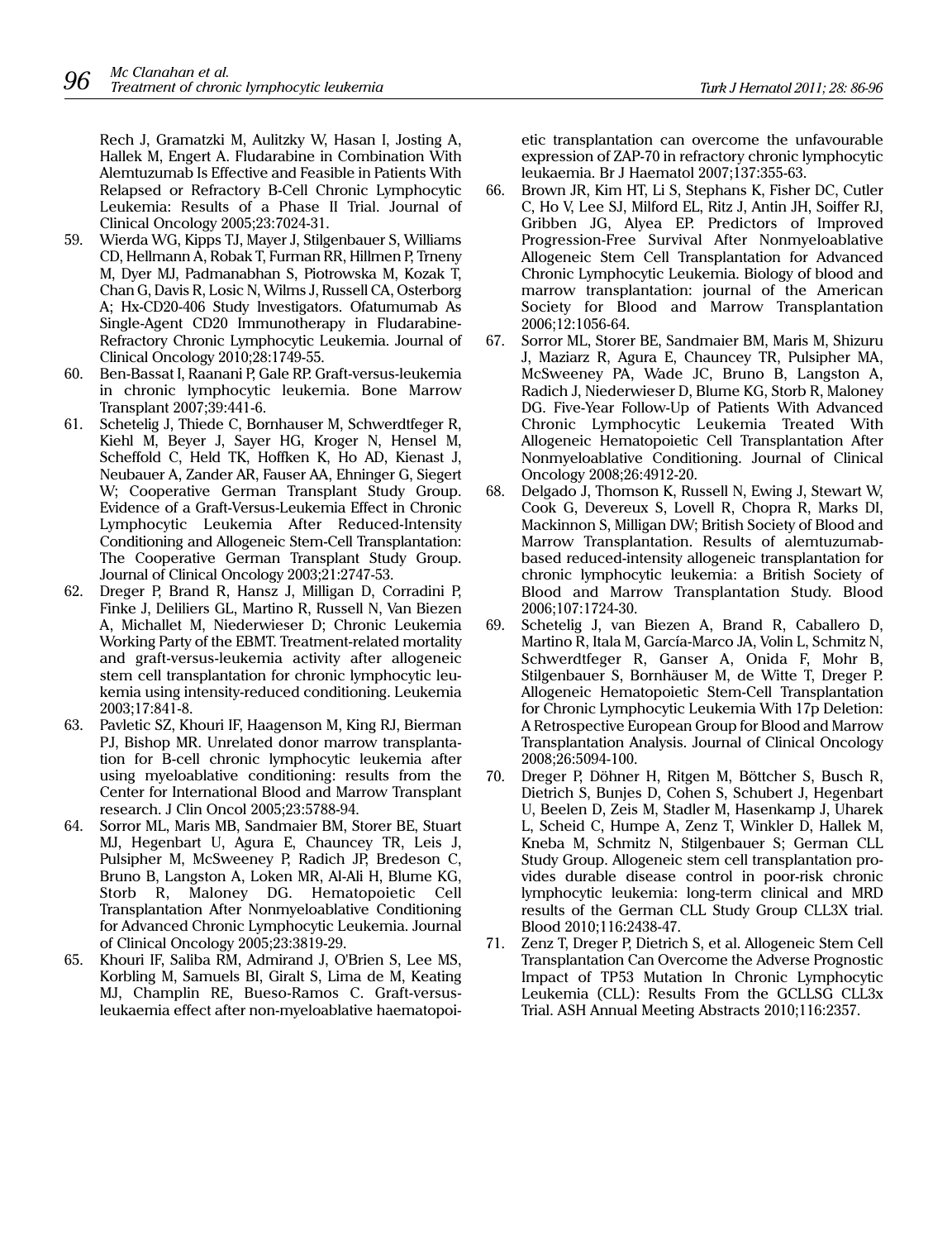Rech J, Gramatzki M, Aulitzky W, Hasan I, Josting A, Hallek M, Engert A. Fludarabine in Combination With Alemtuzumab Is Effective and Feasible in Patients With Relapsed or Refractory B-Cell Chronic Lymphocytic Leukemia: Results of a Phase II Trial. Journal of Clinical Oncology 2005;23:7024-31.

59. Wierda WG, Kipps TJ, Mayer J, Stilgenbauer S, Williams CD, Hellmann A, Robak T, Furman RR, Hillmen P, Trneny M, Dyer MJ, Padmanabhan S, Piotrowska M, Kozak T, Chan G, Davis R, Losic N, Wilms J, Russell CA, Osterborg A; Hx-CD20-406 Study Investigators. Ofatumumab As Single-Agent CD20 Immunotherapy in Fludarabine-Refractory Chronic Lymphocytic Leukemia. Journal of Clinical Oncology 2010;28:1749-55.
60. Ben-Bassat I, Raanani P, Gale RP. Graft-versus-leukemia in chronic lymphocytic leukemia. Bone Marrow Transplant 2007;39:441-6.
61. Schetelig J, Thiede C, Bornhauser M, Schwerdtfeger R, Kiehl M, Beyer J, Sayer HG, Kroger N, Hensel M, Scheffold C, Held TK, Hoffken K, Ho AD, Kienast J, Neubauer A, Zander AR, Fauser AA, Ehninger G, Siegert W; Cooperative German Transplant Study Group. Evidence of a Graft-Versus-Leukemia Effect in Chronic Lymphocytic Leukemia After Reduced-Intensity Conditioning and Allogeneic Stem-Cell Transplantation: The Cooperative German Transplant Study Group. Journal of Clinical Oncology 2003;21:2747-53.
62. Dreger P, Brand R, Hansz J, Milligan D, Corradini P, Finke J, Deliliers GL, Martino R, Russell N, Van Biezen A, Michallet M, Niederwieser D; Chronic Leukemia Working Party of the EBMT. Treatment-related mortality and graft-versus-leukemia activity after allogeneic stem cell transplantation for chronic lymphocytic leukemia using intensity-reduced conditioning. Leukemia 2003;17:841-8.
63. Pavletic SZ, Khouri IF, Haagenson M, King RJ, Bierman PJ, Bishop MR. Unrelated donor marrow transplantation for B-cell chronic lymphocytic leukemia after using myeloablative conditioning: results from the Center for International Blood and Marrow Transplant research. J Clin Oncol 2005;23:5788-94.
64. Sorror ML, Maris MB, Sandmaier BM, Storer BE, Stuart MJ, Hegenbart U, Agura E, Chauncey TR, Leis J, Pulsipher M, McSweeney P, Radich JP, Bredeson C, Bruno B, Langston A, Loken MR, Al-Ali H, Blume KG, Storb R, Maloney DG. Hematopoietic Cell Transplantation After Nonmyeloablative Conditioning for Advanced Chronic Lymphocytic Leukemia. Journal of Clinical Oncology 2005;23:3819-29.
65. Khouri IF, Saliba RM, Admirand J, O'Brien S, Lee MS, Korbling M, Samuels BI, Giralt S, Lima de M, Keating MJ, Champlin RE, Bueso-Ramos C. Graft-versus-leukaemia effect after non-myeloablative haematopoietic transplantation can overcome the unfavourable expression of ZAP-70 in refractory chronic lymphocytic leukaemia. Br J Haematol 2007;137:355-63.
66. Brown JR, Kim HT, Li S, Stephans K, Fisher DC, Cutler C, Ho V, Lee SJ, Milford EL, Ritz J, Antin JH, Soiffer RJ, Gribben JG, Alyea EP. Predictors of Improved Progression-Free Survival After Nonmyeloablative Allogeneic Stem Cell Transplantation for Advanced Chronic Lymphocytic Leukemia. Biology of blood and marrow transplantation: journal of the American Society for Blood and Marrow Transplantation 2006;12:1056-64.
67. Sorror ML, Storer BE, Sandmaier BM, Maris M, Shizuru J, Maziarz R, Agura E, Chauncey TR, Pulsipher MA, McSweeney PA, Wade JC, Bruno B, Langston A, Radich J, Niederwieser D, Blume KG, Storb R, Maloney DG. Five-Year Follow-Up of Patients With Advanced Chronic Lymphocytic Leukemia Treated With Allogeneic Hematopoietic Cell Transplantation After Nonmyeloablative Conditioning. Journal of Clinical Oncology 2008;26:4912-20.
68. Delgado J, Thomson K, Russell N, Ewing J, Stewart W, Cook G, Devereux S, Lovell R, Chopra R, Marks DI, Mackinnon S, Milligan DW; British Society of Blood and Marrow Transplantation. Results of alemtuzumab-based reduced-intensity allogeneic transplantation for chronic lymphocytic leukemia: a British Society of Blood and Marrow Transplantation Study. Blood 2006;107:1724-30.
69. Schetelig J, van Biezen A, Brand R, Caballero D, Martino R, Itala M, García-Marco JA, Volin L, Schmitz N, Schwerdtfeger R, Ganser A, Onida F, Mohr B, Stilgenbauer S, Bornhäuser M, de Witte T, Dreger P. Allogeneic Hematopoietic Stem-Cell Transplantation for Chronic Lymphocytic Leukemia With 17p Deletion: A Retrospective European Group for Blood and Marrow Transplantation Analysis. Journal of Clinical Oncology 2008;26:5094-100.
70. Dreger P, Döhner H, Ritgen M, Böttcher S, Busch R, Dietrich S, Bunjes D, Cohen S, Schubert J, Hegenbart U, Beelen D, Zeis M, Stadler M, Hasenkamp J, Uharek L, Scheid C, Humpe A, Zenz T, Winkler D, Hallek M, Kneba M, Schmitz N, Stilgenbauer S; German CLL Study Group. Allogeneic stem cell transplantation provides durable disease control in poor-risk chronic lymphocytic leukemia: long-term clinical and MRD results of the German CLL Study Group CLL3X trial. Blood 2010;116:2438-47.
71. Zenz T, Dreger P, Dietrich S, et al. Allogeneic Stem Cell Transplantation Can Overcome the Adverse Prognostic Impact of TP53 Mutation In Chronic Lymphocytic Leukemia (CLL): Results From the GCLLSG CLL3x Trial. ASH Annual Meeting Abstracts 2010;116:2357.